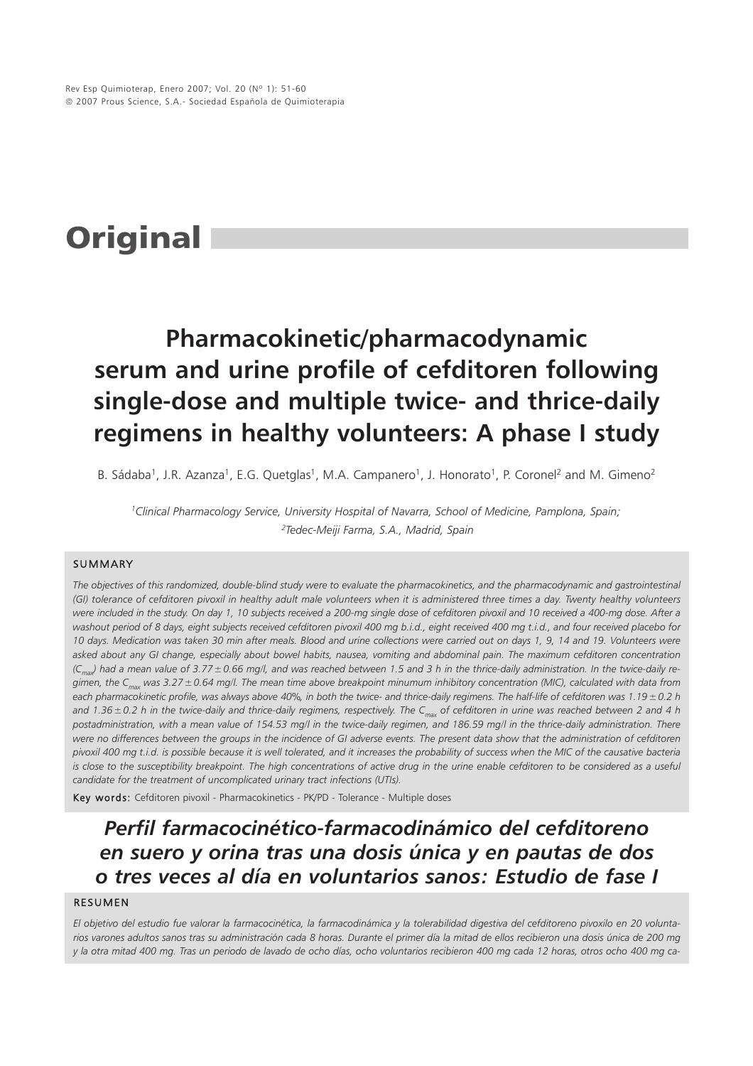# Original

## Pharmacokinetic/pharmacodynamic serum and urine profile of cefditoren following single-dose and multiple twice- and thrice-daily regimens in healthy volunteers: A phase I study

B. Sádaba[1], J.R. Azanza[1], E.G. Quetglas[1], M.A. Campanero[1], J. Honorato[1], P. Coronel[2] and M. Gimeno[2]

*[1]Clinical Pharmacology Service, University Hospital of Navarra, School of Medicine, Pamplona, Spain;*
*[2]Tedec-Meiji Farma, S.A., Madrid, Spain*

### SUMMARY

*The objectives of this randomized, double-blind study were to evaluate the pharmacokinetics, and the pharmacodynamic and gastrointestinal (GI) tolerance of cefditoren pivoxil in healthy adult male volunteers when it is administered three times a day. Twenty healthy volunteers were included in the study. On day 1, 10 subjects received a 200-mg single dose of cefditoren pivoxil and 10 received a 400-mg dose. After a washout period of 8 days, eight subjects received cefditoren pivoxil 400 mg b.i.d., eight received 400 mg t.i.d., and four received placebo for 10 days. Medication was taken 30 min after meals. Blood and urine collections were carried out on days 1, 9, 14 and 19. Volunteers were asked about any GI change, especially about bowel habits, nausea, vomiting and abdominal pain. The maximum cefditoren concentration ($C_{max}$) had a mean value of 3.77 ± 0.66 mg/l, and was reached between 1.5 and 3 h in the thrice-daily administration. In the twice-daily regimen, the $C_{max}$ was 3.27 ± 0.64 mg/l. The mean time above breakpoint minumum inhibitory concentration (MIC), calculated with data from each pharmacokinetic profile, was always above 40%, in both the twice- and thrice-daily regimens. The half-life of cefditoren was 1.19 ± 0.2 h and 1.36 ± 0.2 h in the twice-daily and thrice-daily regimens, respectively. The $C_{max}$ of cefditoren in urine was reached between 2 and 4 h postadministration, with a mean value of 154.53 mg/l in the twice-daily regimen, and 186.59 mg/l in the thrice-daily administration. There were no differences between the groups in the incidence of GI adverse events. The present data show that the administration of cefditoren pivoxil 400 mg t.i.d. is possible because it is well tolerated, and it increases the probability of success when the MIC of the causative bacteria is close to the susceptibility breakpoint. The high concentrations of active drug in the urine enable cefditoren to be considered as a useful candidate for the treatment of uncomplicated urinary tract infections (UTIs).*

**Key words:** Cefditoren pivoxil - Pharmacokinetics - PK/PD - Tolerance - Multiple doses

## *Perfil farmacocinético-farmacodinámico del cefditoreno en suero y orina tras una dosis única y en pautas de dos o tres veces al día en voluntarios sanos: Estudio de fase I*

### RESUMEN

*El objetivo del estudio fue valorar la farmacocinética, la farmacodinámica y la tolerabilidad digestiva del cefditoreno pivoxilo en 20 voluntarios varones adultos sanos tras su administración cada 8 horas. Durante el primer día la mitad de ellos recibieron una dosis única de 200 mg y la otra mitad 400 mg. Tras un periodo de lavado de ocho días, ocho voluntarios recibieron 400 mg cada 12 horas, otros ocho 400 mg ca-*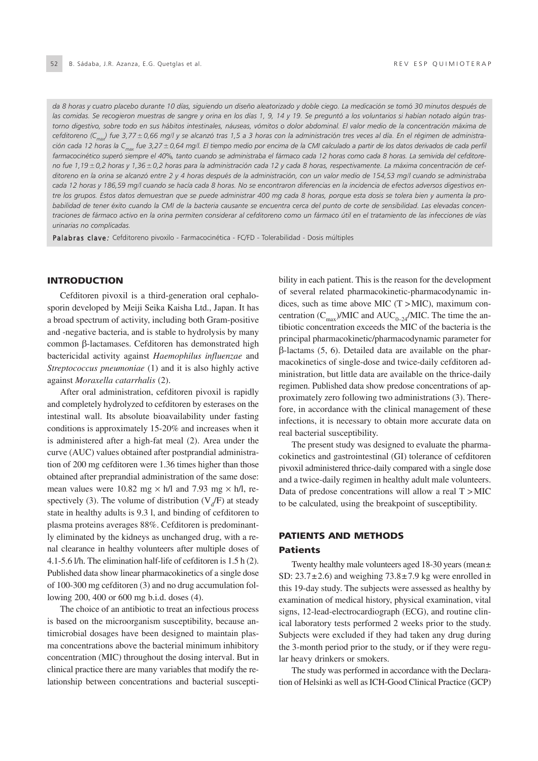*da 8 horas y cuatro placebo durante 10 días, siguiendo un diseño aleatorizado y doble ciego. La medicación se tomó 30 minutos después de las comidas. Se recogieron muestras de sangre y orina en los días 1, 9, 14 y 19. Se preguntó a los voluntarios si habían notado algún trastorno digestivo, sobre todo en sus hábitos intestinales, náuseas, vómitos o dolor abdominal. El valor medio de la concentración máxima de cefditoreno ($C_{max}$) fue 3,77 ± 0,66 mg/l y se alcanzó tras 1,5 a 3 horas con la administración tres veces al día. En el régimen de administración cada 12 horas la $C_{max}$ fue 3,27 ± 0,64 mg/l. El tiempo medio por encima de la CMI calculado a partir de los datos derivados de cada perfil farmacocinético superó siempre el 40%, tanto cuando se administraba el fármaco cada 12 horas como cada 8 horas. La semivida del cefditoreno fue 1,19 ± 0,2 horas y 1,36 ± 0,2 horas para la administración cada 12 y cada 8 horas, respectivamente. La máxima concentración de cefditoreno en la orina se alcanzó entre 2 y 4 horas después de la administración, con un valor medio de 154,53 mg/l cuando se administraba cada 12 horas y 186,59 mg/l cuando se hacía cada 8 horas. No se encontraron diferencias en la incidencia de efectos adversos digestivos entre los grupos. Estos datos demuestran que se puede administrar 400 mg cada 8 horas, porque esta dosis se tolera bien y aumenta la probabilidad de tener éxito cuando la CMI de la bacteria causante se encuentra cerca del punto de corte de sensibilidad. Las elevadas concentraciones de fármaco activo en la orina permiten considerar al cefditoreno como un fármaco útil en el tratamiento de las infecciones de vías urinarias no complicadas.*

**Palabras clave:** Cefditoreno pivoxilo - Farmacocinética - FC/FD - Tolerabilidad - Dosis múltiples

## INTRODUCTION

Cefditoren pivoxil is a third-generation oral cephalosporin developed by Meiji Seika Kaisha Ltd., Japan. It has a broad spectrum of activity, including both Gram-positive and -negative bacteria, and is stable to hydrolysis by many common β-lactamases. Cefditoren has demonstrated high bactericidal activity against *Haemophilus influenzae* and *Streptococcus pneumoniae* (1) and it is also highly active against *Moraxella catarrhalis* (2).

After oral administration, cefditoren pivoxil is rapidly and completely hydrolyzed to cefditoren by esterases on the intestinal wall. Its absolute bioavailability under fasting conditions is approximately 15-20% and increases when it is administered after a high-fat meal (2). Area under the curve (AUC) values obtained after postprandial administration of 200 mg cefditoren were 1.36 times higher than those obtained after preprandial administration of the same dose: mean values were 10.82 mg × h/l and 7.93 mg × h/l, respectively (3). The volume of distribution ($V_d$/F) at steady state in healthy adults is 9.3 l, and binding of cefditoren to plasma proteins averages 88%. Cefditoren is predominantly eliminated by the kidneys as unchanged drug, with a renal clearance in healthy volunteers after multiple doses of 4.1-5.6 l/h. The elimination half-life of cefditoren is 1.5 h (2). Published data show linear pharmacokinetics of a single dose of 100-300 mg cefditoren (3) and no drug accumulation following 200, 400 or 600 mg b.i.d. doses (4).

The choice of an antibiotic to treat an infectious process is based on the microorganism susceptibility, because antimicrobial dosages have been designed to maintain plasma concentrations above the bacterial minimum inhibitory concentration (MIC) throughout the dosing interval. But in clinical practice there are many variables that modify the relationship between concentrations and bacterial susceptibility in each patient. This is the reason for the development of several related pharmacokinetic-pharmacodynamic indices, such as time above MIC (T > MIC), maximum concentration ($C_{max}$)/MIC and $AUC_{0-24}$/MIC. The time the antibiotic concentration exceeds the MIC of the bacteria is the principal pharmacokinetic/pharmacodynamic parameter for β-lactams (5, 6). Detailed data are available on the pharmacokinetics of single-dose and twice-daily cefditoren administration, but little data are available on the thrice-daily regimen. Published data show predose concentrations of approximately zero following two administrations (3). Therefore, in accordance with the clinical management of these infections, it is necessary to obtain more accurate data on real bacterial susceptibility.

The present study was designed to evaluate the pharmacokinetics and gastrointestinal (GI) tolerance of cefditoren pivoxil administered thrice-daily compared with a single dose and a twice-daily regimen in healthy adult male volunteers. Data of predose concentrations will allow a real T > MIC to be calculated, using the breakpoint of susceptibility.

## PATIENTS AND METHODS

### Patients

Twenty healthy male volunteers aged 18-30 years (mean ± SD: 23.7 ± 2.6) and weighing 73.8 ± 7.9 kg were enrolled in this 19-day study. The subjects were assessed as healthy by examination of medical history, physical examination, vital signs, 12-lead-electrocardiograph (ECG), and routine clinical laboratory tests performed 2 weeks prior to the study. Subjects were excluded if they had taken any drug during the 3-month period prior to the study, or if they were regular heavy drinkers or smokers.

The study was performed in accordance with the Declaration of Helsinki as well as ICH-Good Clinical Practice (GCP)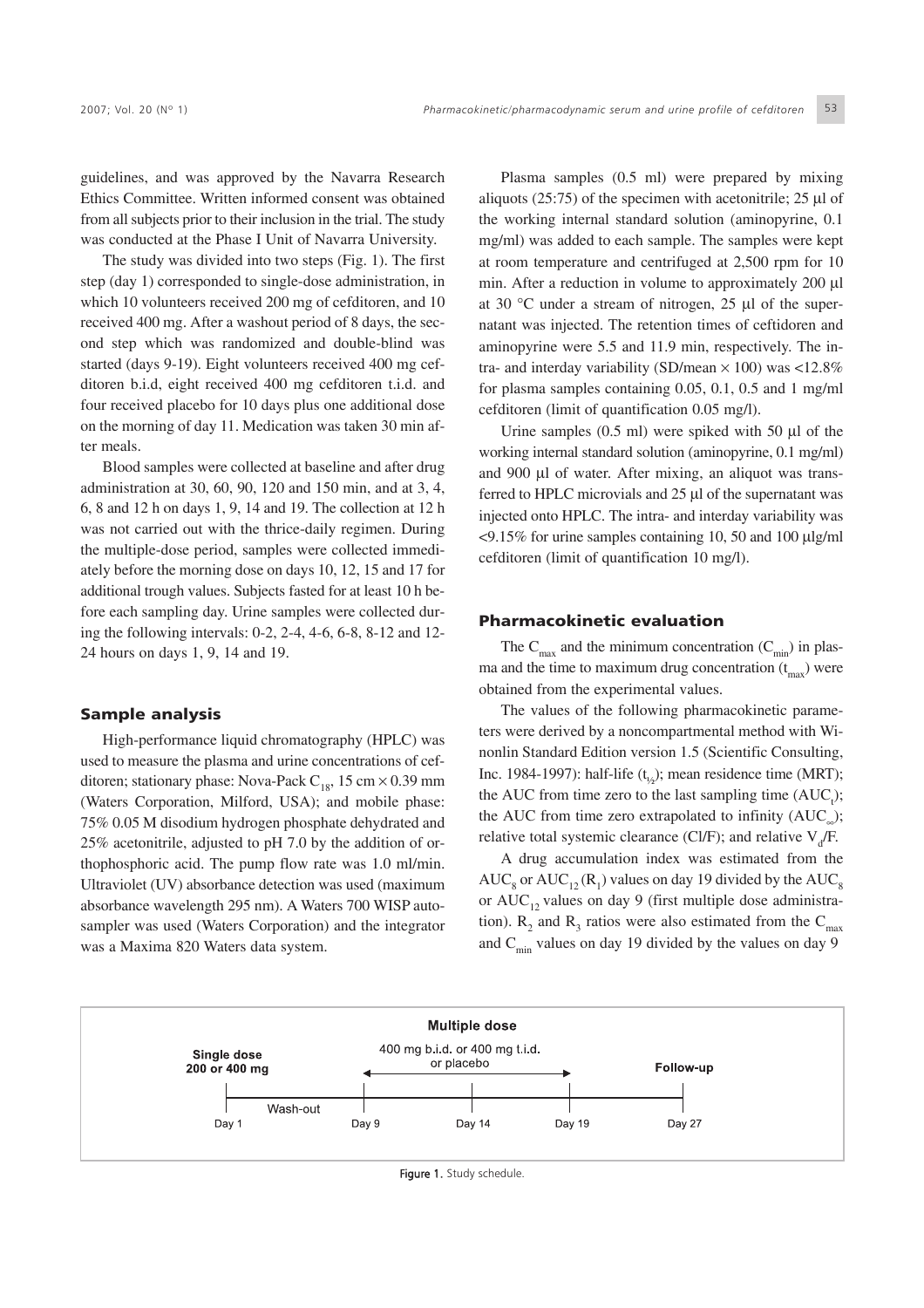guidelines, and was approved by the Navarra Research Ethics Committee. Written informed consent was obtained from all subjects prior to their inclusion in the trial. The study was conducted at the Phase I Unit of Navarra University.

The study was divided into two steps (Fig. 1). The first step (day 1) corresponded to single-dose administration, in which 10 volunteers received 200 mg of cefditoren, and 10 received 400 mg. After a washout period of 8 days, the second step which was randomized and double-blind was started (days 9-19). Eight volunteers received 400 mg cefditoren b.i.d, eight received 400 mg cefditoren t.i.d. and four received placebo for 10 days plus one additional dose on the morning of day 11. Medication was taken 30 min after meals.

Blood samples were collected at baseline and after drug administration at 30, 60, 90, 120 and 150 min, and at 3, 4, 6, 8 and 12 h on days 1, 9, 14 and 19. The collection at 12 h was not carried out with the thrice-daily regimen. During the multiple-dose period, samples were collected immediately before the morning dose on days 10, 12, 15 and 17 for additional trough values. Subjects fasted for at least 10 h before each sampling day. Urine samples were collected during the following intervals: 0-2, 2-4, 4-6, 6-8, 8-12 and 12-24 hours on days 1, 9, 14 and 19.

## Sample analysis

High-performance liquid chromatography (HPLC) was used to measure the plasma and urine concentrations of cefditoren; stationary phase: Nova-Pack $C_{18}$, 15 cm × 0.39 mm (Waters Corporation, Milford, USA); and mobile phase: 75% 0.05 M disodium hydrogen phosphate dehydrated and 25% acetonitrile, adjusted to pH 7.0 by the addition of orthophosphoric acid. The pump flow rate was 1.0 ml/min. Ultraviolet (UV) absorbance detection was used (maximum absorbance wavelength 295 nm). A Waters 700 WISP autosampler was used (Waters Corporation) and the integrator was a Maxima 820 Waters data system.

Plasma samples (0.5 ml) were prepared by mixing aliquots (25:75) of the specimen with acetonitrile; 25 µl of the working internal standard solution (aminopyrine, 0.1 mg/ml) was added to each sample. The samples were kept at room temperature and centrifuged at 2,500 rpm for 10 min. After a reduction in volume to approximately 200 µl at 30 °C under a stream of nitrogen, 25 µl of the supernatant was injected. The retention times of cefditoren and aminopyrine were 5.5 and 11.9 min, respectively. The intra- and interday variability (SD/mean × 100) was <12.8% for plasma samples containing 0.05, 0.1, 0.5 and 1 mg/ml cefditoren (limit of quantification 0.05 mg/l).

Urine samples (0.5 ml) were spiked with 50 µl of the working internal standard solution (aminopyrine, 0.1 mg/ml) and 900 µl of water. After mixing, an aliquot was transferred to HPLC microvials and 25 µl of the supernatant was injected onto HPLC. The intra- and interday variability was <9.15% for urine samples containing 10, 50 and 100 µlg/ml cefditoren (limit of quantification 10 mg/l).

## Pharmacokinetic evaluation

The $C_{max}$ and the minimum concentration ($C_{min}$) in plasma and the time to maximum drug concentration ($t_{max}$) were obtained from the experimental values.

The values of the following pharmacokinetic parameters were derived by a noncompartmental method with Winonlin Standard Edition version 1.5 (Scientific Consulting, Inc. 1984-1997): half-life ($t_{½}$); mean residence time (MRT); the AUC from time zero to the last sampling time ($AUC_t$); the AUC from time zero extrapolated to infinity ($AUC_{\infty}$); relative total systemic clearance (Cl/F); and relative $V_d$/F.

A drug accumulation index was estimated from the $AUC_8$ or $AUC_{12}$ ($R_1$) values on day 19 divided by the $AUC_8$ or $AUC_{12}$ values on day 9 (first multiple dose administration). $R_2$ and $R_3$ ratios were also estimated from the $C_{max}$ and $C_{min}$ values on day 19 divided by the values on day 9

| Single dose 200 or 400 mg | | Multiple dose 400 mg b.i.d. or 400 mg t.i.d. or placebo | | Follow-up |
|---|---|---|---|---|
| Day 1 | Wash-out | Day 9 → Day 14 → Day 19 | | Day 27 |

Figure 1. Study schedule.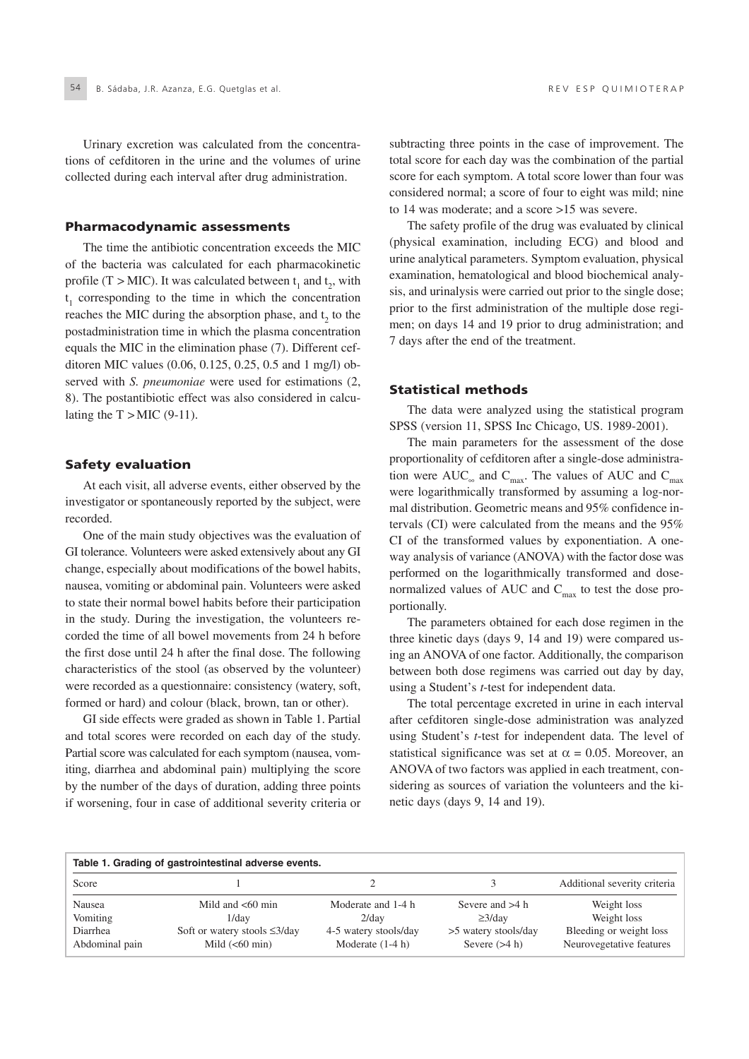Urinary excretion was calculated from the concentrations of cefditoren in the urine and the volumes of urine collected during each interval after drug administration.

## Pharmacodynamic assessments

The time the antibiotic concentration exceeds the MIC of the bacteria was calculated for each pharmacokinetic profile (T > MIC). It was calculated between $t_1$ and $t_2$, with $t_1$ corresponding to the time in which the concentration reaches the MIC during the absorption phase, and $t_2$ to the postadministration time in which the plasma concentration equals the MIC in the elimination phase (7). Different cefditoren MIC values (0.06, 0.125, 0.25, 0.5 and 1 mg/l) observed with *S. pneumoniae* were used for estimations (2, 8). The postantibiotic effect was also considered in calculating the T > MIC (9-11).

## Safety evaluation

At each visit, all adverse events, either observed by the investigator or spontaneously reported by the subject, were recorded.

One of the main study objectives was the evaluation of GI tolerance. Volunteers were asked extensively about any GI change, especially about modifications of the bowel habits, nausea, vomiting or abdominal pain. Volunteers were asked to state their normal bowel habits before their participation in the study. During the investigation, the volunteers recorded the time of all bowel movements from 24 h before the first dose until 24 h after the final dose. The following characteristics of the stool (as observed by the volunteer) were recorded as a questionnaire: consistency (watery, soft, formed or hard) and colour (black, brown, tan or other).

GI side effects were graded as shown in Table 1. Partial and total scores were recorded on each day of the study. Partial score was calculated for each symptom (nausea, vomiting, diarrhea and abdominal pain) multiplying the score by the number of the days of duration, adding three points if worsening, four in case of additional severity criteria or subtracting three points in the case of improvement. The total score for each day was the combination of the partial score for each symptom. A total score lower than four was considered normal; a score of four to eight was mild; nine to 14 was moderate; and a score >15 was severe.

The safety profile of the drug was evaluated by clinical (physical examination, including ECG) and blood and urine analytical parameters. Symptom evaluation, physical examination, hematological and blood biochemical analysis, and urinalysis were carried out prior to the single dose; prior to the first administration of the multiple dose regimen; on days 14 and 19 prior to drug administration; and 7 days after the end of the treatment.

## Statistical methods

The data were analyzed using the statistical program SPSS (version 11, SPSS Inc Chicago, US. 1989-2001).

The main parameters for the assessment of the dose proportionality of cefditoren after a single-dose administration were $AUC_{\infty}$ and $C_{max}$. The values of AUC and $C_{max}$ were logarithmically transformed by assuming a log-normal distribution. Geometric means and 95% confidence intervals (CI) were calculated from the means and the 95% CI of the transformed values by exponentiation. A one-way analysis of variance (ANOVA) with the factor dose was performed on the logarithmically transformed and dose-normalized values of AUC and $C_{max}$ to test the dose proportionally.

The parameters obtained for each dose regimen in the three kinetic days (days 9, 14 and 19) were compared using an ANOVA of one factor. Additionally, the comparison between both dose regimens was carried out day by day, using a Student's *t*-test for independent data.

The total percentage excreted in urine in each interval after cefditoren single-dose administration was analyzed using Student's *t*-test for independent data. The level of statistical significance was set at $\alpha = 0.05$. Moreover, an ANOVA of two factors was applied in each treatment, considering as sources of variation the volunteers and the kinetic days (days 9, 14 and 19).

**Table 1. Grading of gastrointestinal adverse events.**

| Score | 1 | 2 | 3 | Additional severity criteria |
|---|---|---|---|---|
| Nausea | Mild and <60 min | Moderate and 1-4 h | Severe and >4 h | Weight loss |
| Vomiting | 1/day | 2/day | ≥3/day | Weight loss |
| Diarrhea | Soft or watery stools ≤3/day | 4-5 watery stools/day | >5 watery stools/day | Bleeding or weight loss |
| Abdominal pain | Mild (<60 min) | Moderate (1-4 h) | Severe (>4 h) | Neurovegetative features |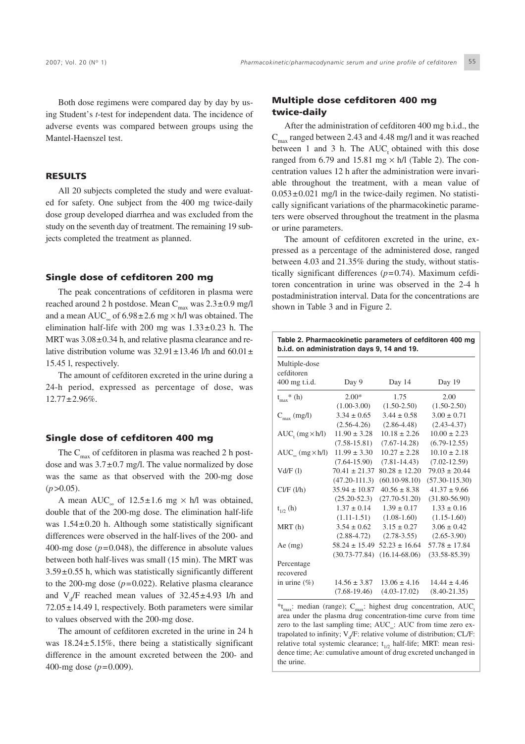Both dose regimens were compared day by day by using Student's *t*-test for independent data. The incidence of adverse events was compared between groups using the Mantel-Haenszel test.

## RESULTS

All 20 subjects completed the study and were evaluated for safety. One subject from the 400 mg twice-daily dose group developed diarrhea and was excluded from the study on the seventh day of treatment. The remaining 19 subjects completed the treatment as planned.

### Single dose of cefditoren 200 mg

The peak concentrations of cefditoren in plasma were reached around 2 h postdose. Mean $C_{max}$ was 2.3±0.9 mg/l and a mean $AUC_{\infty}$ of 6.98±2.6 mg × h/l was obtained. The elimination half-life with 200 mg was 1.33±0.23 h. The MRT was 3.08±0.34 h, and relative plasma clearance and relative distribution volume was 32.91±13.46 l/h and 60.01±15.45 l, respectively.

The amount of cefditoren excreted in the urine during a 24-h period, expressed as percentage of dose, was 12.77±2.96%.

### Single dose of cefditoren 400 mg

The $C_{max}$ of cefditoren in plasma was reached 2 h postdose and was 3.7±0.7 mg/l. The value normalized by dose was the same as that observed with the 200-mg dose ($p$>0.05).

A mean $AUC_{\infty}$ of 12.5±1.6 mg × h/l was obtained, double that of the 200-mg dose. The elimination half-life was 1.54±0.20 h. Although some statistically significant differences were observed in the half-lives of the 200- and 400-mg dose ($p$=0.048), the difference in absolute values between both half-lives was small (15 min). The MRT was 3.59±0.55 h, which was statistically significantly different to the 200-mg dose ($p$=0.022). Relative plasma clearance and $V_d$/F reached mean values of 32.45±4.93 l/h and 72.05±14.49 l, respectively. Both parameters were similar to values observed with the 200-mg dose.

The amount of cefditoren excreted in the urine in 24 h was 18.24±5.15%, there being a statistically significant difference in the amount excreted between the 200- and 400-mg dose ($p$=0.009).

### Multiple dose cefditoren 400 mg twice-daily

After the administration of cefditoren 400 mg b.i.d., the $C_{max}$ ranged between 2.43 and 4.48 mg/l and it was reached between 1 and 3 h. The $AUC_t$ obtained with this dose ranged from 6.79 and 15.81 mg × h/l (Table 2). The concentration values 12 h after the administration were invariable throughout the treatment, with a mean value of 0.053±0.021 mg/l in the twice-daily regimen. No statistically significant variations of the pharmacokinetic parameters were observed throughout the treatment in the plasma or urine parameters.

The amount of cefditoren excreted in the urine, expressed as a percentage of the administered dose, ranged between 4.03 and 21.35% during the study, without statistically significant differences ($p$=0.74). Maximum cefditoren concentration in urine was observed in the 2-4 h postadministration interval. Data for the concentrations are shown in Table 3 and in Figure 2.

**Table 2. Pharmacokinetic parameters of cefditoren 400 mg b.i.d. on administration days 9, 14 and 19.**

| Multiple-dose cefditoren 400 mg t.i.d. | Day 9 | Day 14 | Day 19 |
|---|---|---|---|
| $t_{max}$* (h) | 2.00* (1.00-3.00) | 1.75 (1.50-2.50) | 2.00 (1.50-2.50) |
| $C_{max}$ (mg/l) | 3.34 ± 0.65 (2.56-4.26) | 3.44 ± 0.58 (2.86-4.48) | 3.00 ± 0.71 (2.43-4.37) |
| $AUC_t$ (mg×h/l) | 11.90 ± 3.28 (7.58-15.81) | 10.18 ± 2.26 (7.67-14.28) | 10.00 ± 2.23 (6.79-12.55) |
| $AUC_{\infty}$ (mg×h/l) | 11.99 ± 3.30 (7.64-15.90) | 10.27 ± 2.28 (7.81-14.43) | 10.10 ± 2.18 (7.02-12.59) |
| Vd/F (l) | 70.41 ± 21.37 (47.20-111.3) | 80.28 ± 12.20 (60.10-98.10) | 79.03 ± 20.44 (57.30-115.30) |
| Cl/F (l/h) | 35.94 ± 10.87 (25.20-52.3) | 40.56 ± 8.38 (27.70-51.20) | 41.37 ± 9.66 (31.80-56.90) |
| $t_{1/2}$ (h) | 1.37 ± 0.14 (1.11-1.51) | 1.39 ± 0.17 (1.08-1.60) | 1.33 ± 0.16 (1.15-1.60) |
| MRT (h) | 3.54 ± 0.62 (2.88-4.72) | 3.15 ± 0.27 (2.78-3.55) | 3.06 ± 0.42 (2.65-3.90) |
| Ae (mg) | 58.24 ± 15.49 (30.73-77.84) | 52.23 ± 16.64 (16.14-68.06) | 57.78 ± 17.84 (33.58-85.39) |
| Percentage recovered in urine (%) | 14.56 ± 3.87 (7.68-19.46) | 13.06 ± 4.16 (4.03-17.02) | 14.44 ± 4.46 (8.40-21.35) |

*$t_{max}$: median (range); $C_{max}$: highest drug concentration, $AUC_t$ area under the plasma drug concentration-time curve from time zero to the last sampling time; $AUC_{\infty}$: AUC from time zero extrapolated to infinity; $V_d$/F: relative volume of distribution; CL/F: relative total systemic clearance; $t_{1/2}$ half-life; MRT: mean residence time; Ae: cumulative amount of drug excreted unchanged in the urine.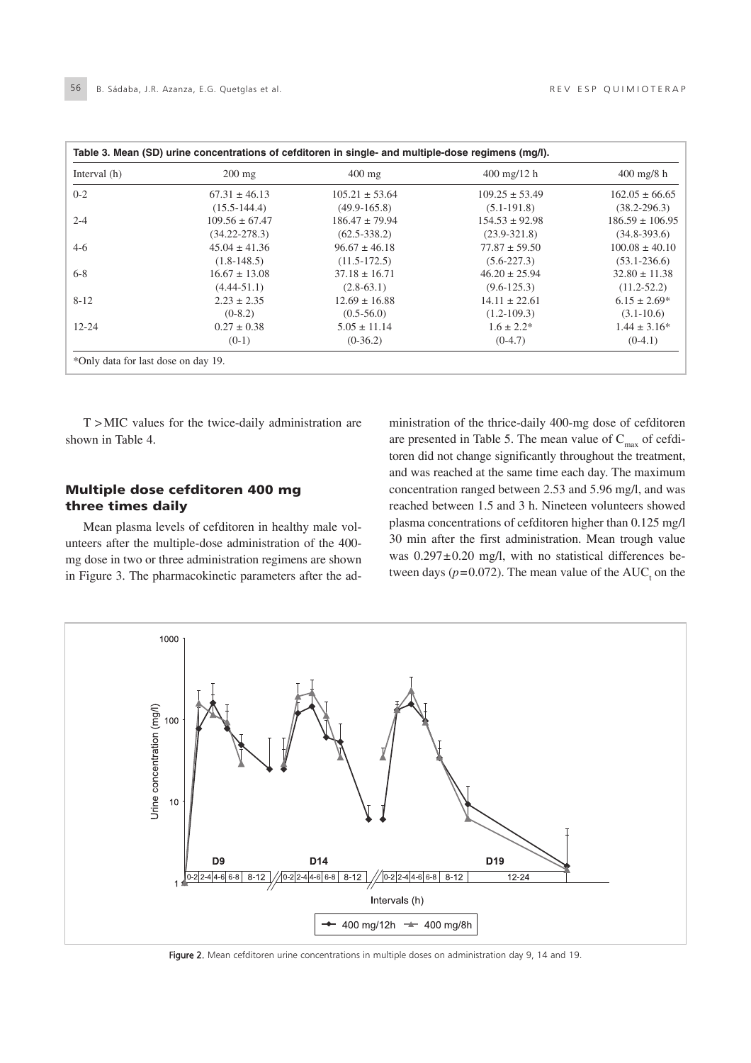**Table 3. Mean (SD) urine concentrations of cefditoren in single- and multiple-dose regimens (mg/l).**

| Interval (h) | 200 mg | 400 mg | 400 mg/12 h | 400 mg/8 h |
|---|---|---|---|---|
| 0-2 | 67.31 ± 46.13 (15.5-144.4) | 105.21 ± 53.64 (49.9-165.8) | 109.25 ± 53.49 (5.1-191.8) | 162.05 ± 66.65 (38.2-296.3) |
| 2-4 | 109.56 ± 67.47 (34.22-278.3) | 186.47 ± 79.94 (62.5-338.2) | 154.53 ± 92.98 (23.9-321.8) | 186.59 ± 106.95 (34.8-393.6) |
| 4-6 | 45.04 ± 41.36 (1.8-148.5) | 96.67 ± 46.18 (11.5-172.5) | 77.87 ± 59.50 (5.6-227.3) | 100.08 ± 40.10 (53.1-236.6) |
| 6-8 | 16.67 ± 13.08 (4.44-51.1) | 37.18 ± 16.71 (2.8-63.1) | 46.20 ± 25.94 (9.6-125.3) | 32.80 ± 11.38 (11.2-52.2) |
| 8-12 | 2.23 ± 2.35 (0-8.2) | 12.69 ± 16.88 (0.5-56.0) | 14.11 ± 22.61 (1.2-109.3) | 6.15 ± 2.69* (3.1-10.6) |
| 12-24 | 0.27 ± 0.38 (0-1) | 5.05 ± 11.14 (0-36.2) | 1.6 ± 2.2* (0-4.7) | 1.44 ± 3.16* (0-4.1) |

*Only data for last dose on day 19.

T >MIC values for the twice-daily administration are shown in Table 4.

## Multiple dose cefditoren 400 mg three times daily

Mean plasma levels of cefditoren in healthy male volunteers after the multiple-dose administration of the 400-mg dose in two or three administration regimens are shown in Figure 3. The pharmacokinetic parameters after the administration of the thrice-daily 400-mg dose of cefditoren are presented in Table 5. The mean value of $C_{max}$ of cefditoren did not change significantly throughout the treatment, and was reached at the same time each day. The maximum concentration ranged between 2.53 and 5.96 mg/l, and was reached between 1.5 and 3 h. Nineteen volunteers showed plasma concentrations of cefditoren higher than 0.125 mg/l 30 min after the first administration. Mean trough value was $0.297 \pm 0.20$ mg/l, with no statistical differences between days ($p = 0.072$). The mean value of the $AUC_t$ on the

Figure 2. Mean cefditoren urine concentrations in multiple doses on administration day 9, 14 and 19.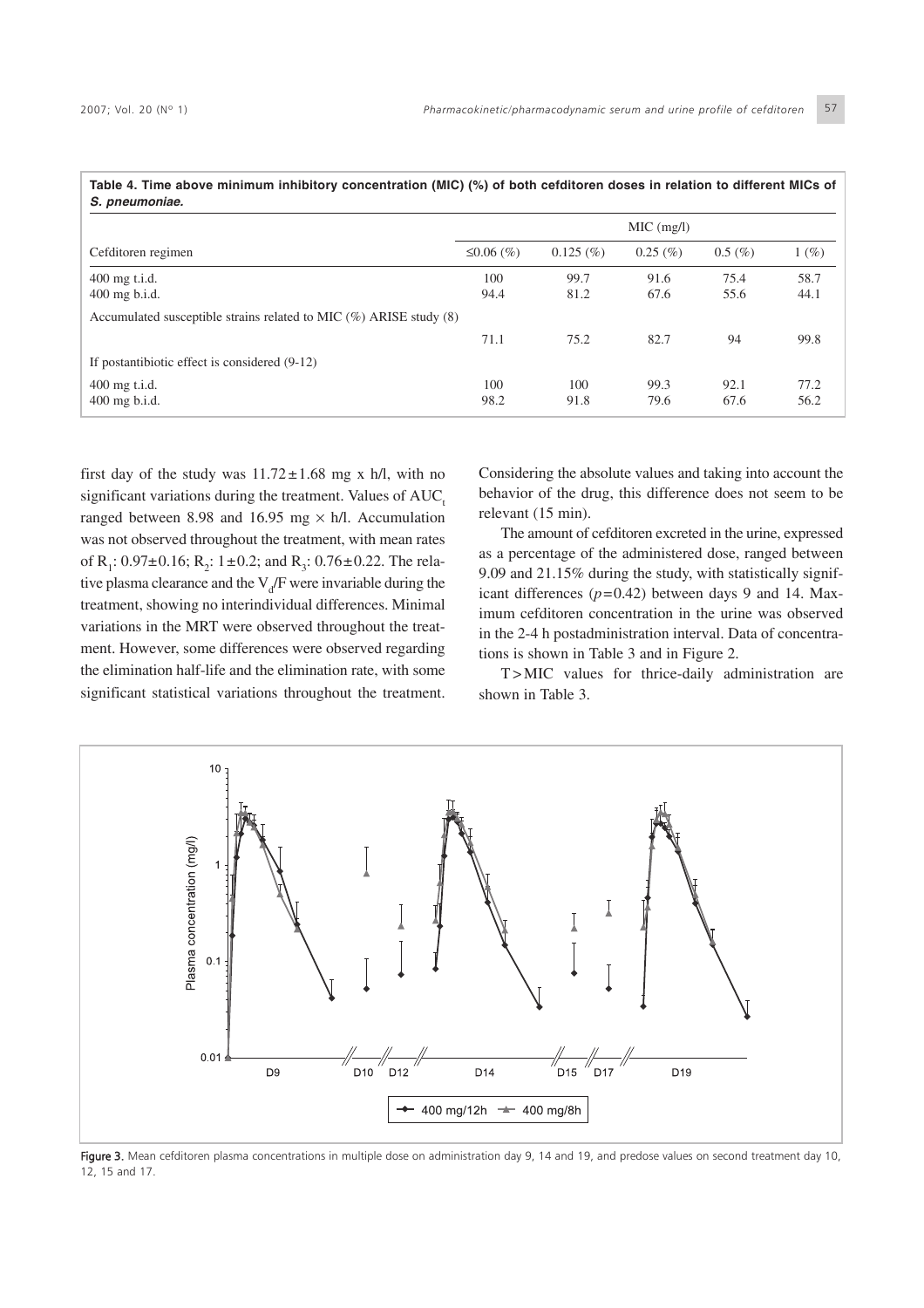**Table 4. Time above minimum inhibitory concentration (MIC) (%) of both cefditoren doses in relation to different MICs of *S. pneumoniae*.**

| Cefditoren regimen | MIC (mg/l) | | | | |
|---|---|---|---|---|---|
| | ≤0.06 (%) | 0.125 (%) | 0.25 (%) | 0.5 (%) | 1 (%) |
| 400 mg t.i.d. | 100 | 99.7 | 91.6 | 75.4 | 58.7 |
| 400 mg b.i.d. | 94.4 | 81.2 | 67.6 | 55.6 | 44.1 |
| Accumulated susceptible strains related to MIC (%) ARISE study (8) | | | | | |
| | 71.1 | 75.2 | 82.7 | 94 | 99.8 |
| If postantibiotic effect is considered (9-12) | | | | | |
| 400 mg t.i.d. | 100 | 100 | 99.3 | 92.1 | 77.2 |
| 400 mg b.i.d. | 98.2 | 91.8 | 79.6 | 67.6 | 56.2 |

first day of the study was 11.72±1.68 mg x h/l, with no significant variations during the treatment. Values of $AUC_t$ ranged between 8.98 and 16.95 mg × h/l. Accumulation was not observed throughout the treatment, with mean rates of $R_1$: 0.97±0.16; $R_2$: 1±0.2; and $R_3$: 0.76±0.22. The relative plasma clearance and the $V_d/F$ were invariable during the treatment, showing no interindividual differences. Minimal variations in the MRT were observed throughout the treatment. However, some differences were observed regarding the elimination half-life and the elimination rate, with some significant statistical variations throughout the treatment. Considering the absolute values and taking into account the behavior of the drug, this difference does not seem to be relevant (15 min).

The amount of cefditoren excreted in the urine, expressed as a percentage of the administered dose, ranged between 9.09 and 21.15% during the study, with statistically significant differences ($p$=0.42) between days 9 and 14. Maximum cefditoren concentration in the urine was observed in the 2-4 h postadministration interval. Data of concentrations is shown in Table 3 and in Figure 2.

T>MIC values for thrice-daily administration are shown in Table 3.

Figure 3. Mean cefditoren plasma concentrations in multiple dose on administration day 9, 14 and 19, and predose values on second treatment day 10, 12, 15 and 17.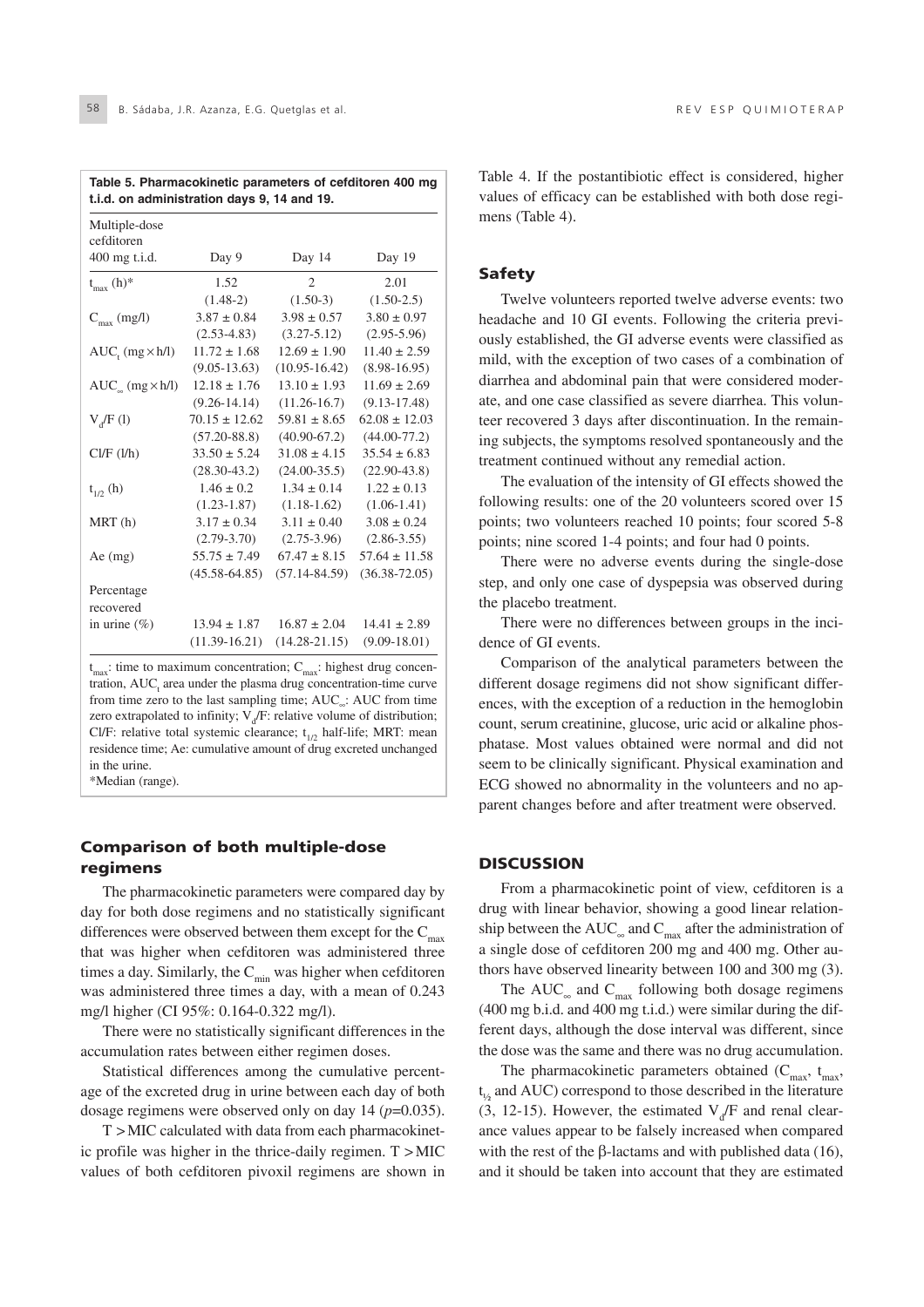**Table 5. Pharmacokinetic parameters of cefditoren 400 mg t.i.d. on administration days 9, 14 and 19.**

| Multiple-dose cefditoren 400 mg t.i.d. | Day 9 | Day 14 | Day 19 |
|---|---|---|---|
| $t_{max}$ (h)* | 1.52 (1.48-2) | 2 (1.50-3) | 2.01 (1.50-2.5) |
| $C_{max}$ (mg/l) | 3.87 ± 0.84 (2.53-4.83) | 3.98 ± 0.57 (3.27-5.12) | 3.80 ± 0.97 (2.95-5.96) |
| $AUC_t$ (mg×h/l) | 11.72 ± 1.68 (9.05-13.63) | 12.69 ± 1.90 (10.95-16.42) | 11.40 ± 2.59 (8.98-16.95) |
| $AUC_{\infty}$ (mg×h/l) | 12.18 ± 1.76 (9.26-14.14) | 13.10 ± 1.93 (11.26-16.7) | 11.69 ± 2.69 (9.13-17.48) |
| $V_d$/F (l) | 70.15 ± 12.62 (57.20-88.8) | 59.81 ± 8.65 (40.90-67.2) | 62.08 ± 12.03 (44.00-77.2) |
| Cl/F (l/h) | 33.50 ± 5.24 (28.30-43.2) | 31.08 ± 4.15 (24.00-35.5) | 35.54 ± 6.83 (22.90-43.8) |
| $t_{1/2}$ (h) | 1.46 ± 0.2 (1.23-1.87) | 1.34 ± 0.14 (1.18-1.62) | 1.22 ± 0.13 (1.06-1.41) |
| MRT (h) | 3.17 ± 0.34 (2.79-3.70) | 3.11 ± 0.40 (2.75-3.96) | 3.08 ± 0.24 (2.86-3.55) |
| Ae (mg) | 55.75 ± 7.49 (45.58-64.85) | 67.47 ± 8.15 (57.14-84.59) | 57.64 ± 11.58 (36.38-72.05) |
| Percentage recovered in urine (%) | 13.94 ± 1.87 (11.39-16.21) | 16.87 ± 2.04 (14.28-21.15) | 14.41 ± 2.89 (9.09-18.01) |

$t_{max}$: time to maximum concentration; $C_{max}$: highest drug concentration, $AUC_t$ area under the plasma drug concentration-time curve from time zero to the last sampling time; $AUC_{\infty}$: AUC from time zero extrapolated to infinity; $V_d$/F: relative volume of distribution; Cl/F: relative total systemic clearance; $t_{1/2}$ half-life; MRT: mean residence time; Ae: cumulative amount of drug excreted unchanged in the urine.
*Median (range).

## Comparison of both multiple-dose regimens

The pharmacokinetic parameters were compared day by day for both dose regimens and no statistically significant differences were observed between them except for the $C_{max}$ that was higher when cefditoren was administered three times a day. Similarly, the $C_{min}$ was higher when cefditoren was administered three times a day, with a mean of 0.243 mg/l higher (CI 95%: 0.164-0.322 mg/l).

There were no statistically significant differences in the accumulation rates between either regimen doses.

Statistical differences among the cumulative percentage of the excreted drug in urine between each day of both dosage regimens were observed only on day 14 ($p$=0.035).

T >MIC calculated with data from each pharmacokinetic profile was higher in the thrice-daily regimen. T >MIC values of both cefditoren pivoxil regimens are shown in Table 4. If the postantibiotic effect is considered, higher values of efficacy can be established with both dose regimens (Table 4).

## Safety

Twelve volunteers reported twelve adverse events: two headache and 10 GI events. Following the criteria previously established, the GI adverse events were classified as mild, with the exception of two cases of a combination of diarrhea and abdominal pain that were considered moderate, and one case classified as severe diarrhea. This volunteer recovered 3 days after discontinuation. In the remaining subjects, the symptoms resolved spontaneously and the treatment continued without any remedial action.

The evaluation of the intensity of GI effects showed the following results: one of the 20 volunteers scored over 15 points; two volunteers reached 10 points; four scored 5-8 points; nine scored 1-4 points; and four had 0 points.

There were no adverse events during the single-dose step, and only one case of dyspepsia was observed during the placebo treatment.

There were no differences between groups in the incidence of GI events.

Comparison of the analytical parameters between the different dosage regimens did not show significant differences, with the exception of a reduction in the hemoglobin count, serum creatinine, glucose, uric acid or alkaline phosphatase. Most values obtained were normal and did not seem to be clinically significant. Physical examination and ECG showed no abnormality in the volunteers and no apparent changes before and after treatment were observed.

## DISCUSSION

From a pharmacokinetic point of view, cefditoren is a drug with linear behavior, showing a good linear relationship between the $AUC_{\infty}$ and $C_{max}$ after the administration of a single dose of cefditoren 200 mg and 400 mg. Other authors have observed linearity between 100 and 300 mg (3).

The $AUC_{\infty}$ and $C_{max}$ following both dosage regimens (400 mg b.i.d. and 400 mg t.i.d.) were similar during the different days, although the dose interval was different, since the dose was the same and there was no drug accumulation.

The pharmacokinetic parameters obtained ($C_{max}$, $t_{max}$, $t_{1/2}$ and AUC) correspond to those described in the literature (3, 12-15). However, the estimated $V_d$/F and renal clearance values appear to be falsely increased when compared with the rest of the β-lactams and with published data (16), and it should be taken into account that they are estimated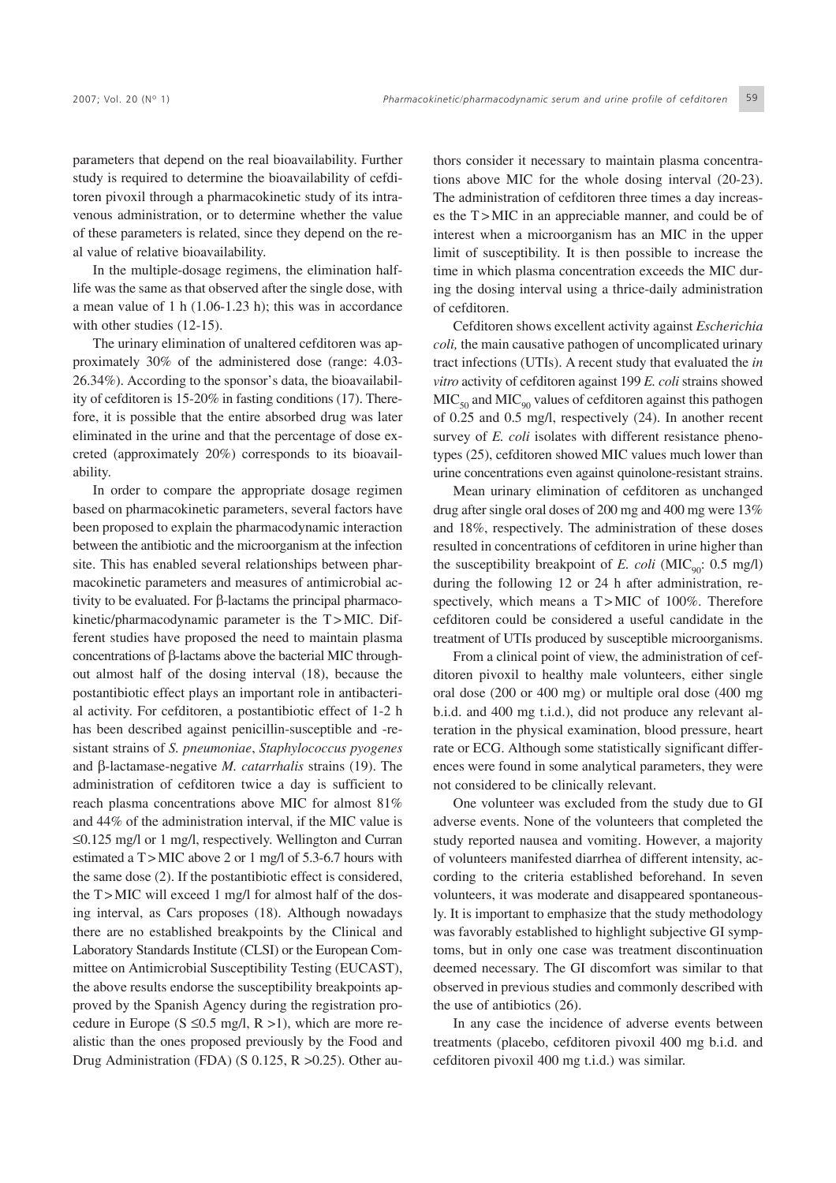parameters that depend on the real bioavailability. Further study is required to determine the bioavailability of cefditoren pivoxil through a pharmacokinetic study of its intravenous administration, or to determine whether the value of these parameters is related, since they depend on the real value of relative bioavailability.

In the multiple-dosage regimens, the elimination half-life was the same as that observed after the single dose, with a mean value of 1 h (1.06-1.23 h); this was in accordance with other studies (12-15).

The urinary elimination of unaltered cefditoren was approximately 30% of the administered dose (range: 4.03-26.34%). According to the sponsor's data, the bioavailability of cefditoren is 15-20% in fasting conditions (17). Therefore, it is possible that the entire absorbed drug was later eliminated in the urine and that the percentage of dose excreted (approximately 20%) corresponds to its bioavailability.

In order to compare the appropriate dosage regimen based on pharmacokinetic parameters, several factors have been proposed to explain the pharmacodynamic interaction between the antibiotic and the microorganism at the infection site. This has enabled several relationships between pharmacokinetic parameters and measures of antimicrobial activity to be evaluated. For β-lactams the principal pharmacokinetic/pharmacodynamic parameter is the T>MIC. Different studies have proposed the need to maintain plasma concentrations of β-lactams above the bacterial MIC throughout almost half of the dosing interval (18), because the postantibiotic effect plays an important role in antibacterial activity. For cefditoren, a postantibiotic effect of 1-2 h has been described against penicillin-susceptible and -resistant strains of *S. pneumoniae*, *Staphylococcus pyogenes* and β-lactamase-negative *M. catarrhalis* strains (19). The administration of cefditoren twice a day is sufficient to reach plasma concentrations above MIC for almost 81% and 44% of the administration interval, if the MIC value is ≤0.125 mg/l or 1 mg/l, respectively. Wellington and Curran estimated a T>MIC above 2 or 1 mg/l of 5.3-6.7 hours with the same dose (2). If the postantibiotic effect is considered, the T>MIC will exceed 1 mg/l for almost half of the dosing interval, as Cars proposes (18). Although nowadays there are no established breakpoints by the Clinical and Laboratory Standards Institute (CLSI) or the European Committee on Antimicrobial Susceptibility Testing (EUCAST), the above results endorse the susceptibility breakpoints approved by the Spanish Agency during the registration procedure in Europe (S ≤0.5 mg/l, R >1), which are more realistic than the ones proposed previously by the Food and Drug Administration (FDA) (S 0.125, R >0.25). Other authors consider it necessary to maintain plasma concentrations above MIC for the whole dosing interval (20-23). The administration of cefditoren three times a day increases the T>MIC in an appreciable manner, and could be of interest when a microorganism has an MIC in the upper limit of susceptibility. It is then possible to increase the time in which plasma concentration exceeds the MIC during the dosing interval using a thrice-daily administration of cefditoren.

Cefditoren shows excellent activity against *Escherichia coli,* the main causative pathogen of uncomplicated urinary tract infections (UTIs). A recent study that evaluated the *in vitro* activity of cefditoren against 199 *E. coli* strains showed $MIC_{50}$ and $MIC_{90}$ values of cefditoren against this pathogen of 0.25 and 0.5 mg/l, respectively (24). In another recent survey of *E. coli* isolates with different resistance phenotypes (25), cefditoren showed MIC values much lower than urine concentrations even against quinolone-resistant strains.

Mean urinary elimination of cefditoren as unchanged drug after single oral doses of 200 mg and 400 mg were 13% and 18%, respectively. The administration of these doses resulted in concentrations of cefditoren in urine higher than the susceptibility breakpoint of *E. coli* ($MIC_{90}$: 0.5 mg/l) during the following 12 or 24 h after administration, respectively, which means a T>MIC of 100%. Therefore cefditoren could be considered a useful candidate in the treatment of UTIs produced by susceptible microorganisms.

From a clinical point of view, the administration of cefditoren pivoxil to healthy male volunteers, either single oral dose (200 or 400 mg) or multiple oral dose (400 mg b.i.d. and 400 mg t.i.d.), did not produce any relevant alteration in the physical examination, blood pressure, heart rate or ECG. Although some statistically significant differences were found in some analytical parameters, they were not considered to be clinically relevant.

One volunteer was excluded from the study due to GI adverse events. None of the volunteers that completed the study reported nausea and vomiting. However, a majority of volunteers manifested diarrhea of different intensity, according to the criteria established beforehand. In seven volunteers, it was moderate and disappeared spontaneously. It is important to emphasize that the study methodology was favorably established to highlight subjective GI symptoms, but in only one case was treatment discontinuation deemed necessary. The GI discomfort was similar to that observed in previous studies and commonly described with the use of antibiotics (26).

In any case the incidence of adverse events between treatments (placebo, cefditoren pivoxil 400 mg b.i.d. and cefditoren pivoxil 400 mg t.i.d.) was similar.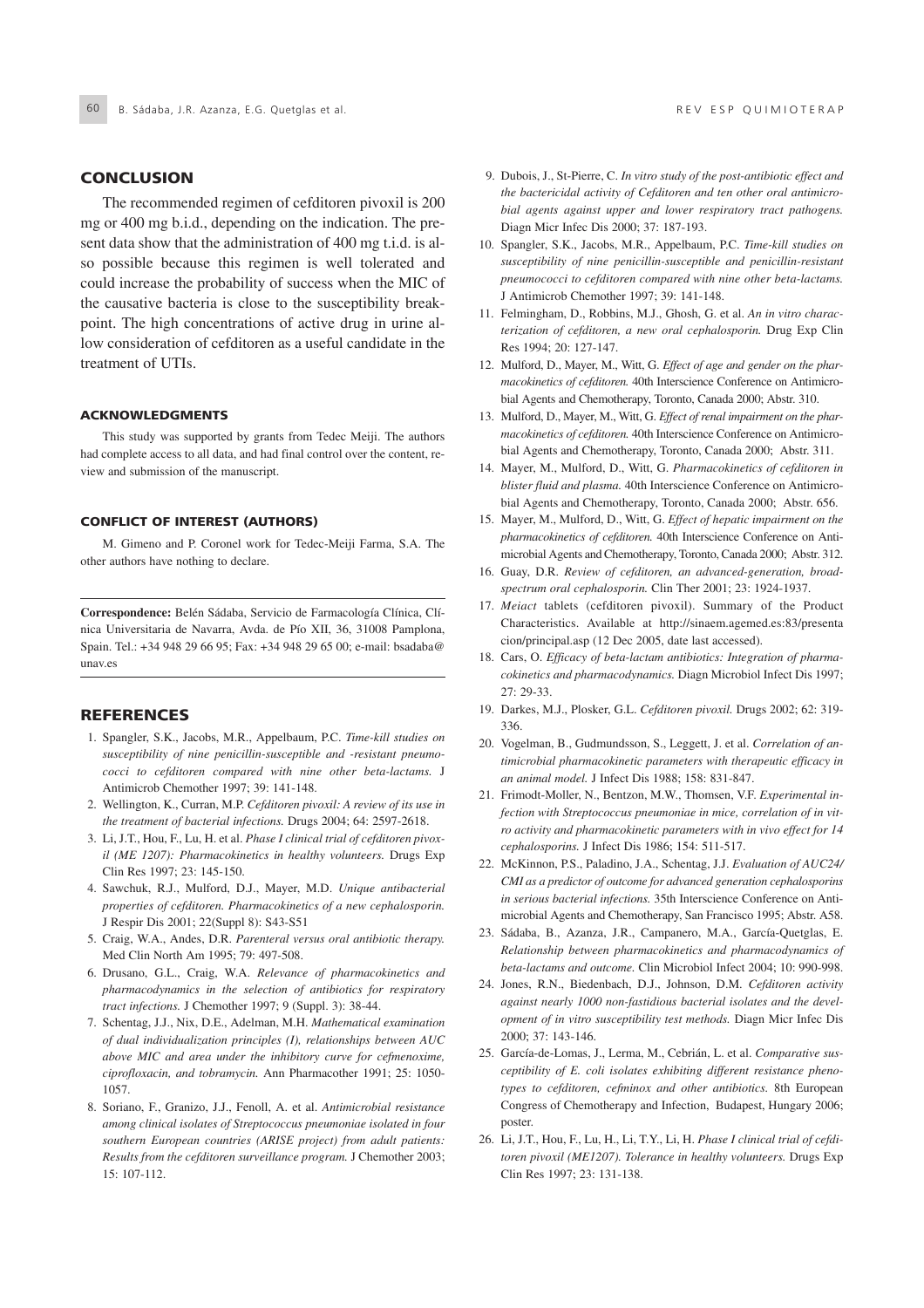## CONCLUSION

The recommended regimen of cefditoren pivoxil is 200 mg or 400 mg b.i.d., depending on the indication. The present data show that the administration of 400 mg t.i.d. is also possible because this regimen is well tolerated and could increase the probability of success when the MIC of the causative bacteria is close to the susceptibility breakpoint. The high concentrations of active drug in urine allow consideration of cefditoren as a useful candidate in the treatment of UTIs.

### ACKNOWLEDGMENTS

This study was supported by grants from Tedec Meiji. The authors had complete access to all data, and had final control over the content, review and submission of the manuscript.

### CONFLICT OF INTEREST (AUTHORS)

M. Gimeno and P. Coronel work for Tedec-Meiji Farma, S.A. The other authors have nothing to declare.

**Correspondence:** Belén Sádaba, Servicio de Farmacología Clínica, Clínica Universitaria de Navarra, Avda. de Pío XII, 36, 31008 Pamplona, Spain. Tel.: +34 948 29 66 95; Fax: +34 948 29 65 00; e-mail: bsadaba@unav.es

## REFERENCES

1. Spangler, S.K., Jacobs, M.R., Appelbaum, P.C. *Time-kill studies on susceptibility of nine penicillin-susceptible and -resistant pneumococci to cefditoren compared with nine other beta-lactams.* J Antimicrob Chemother 1997; 39: 141-148.
2. Wellington, K., Curran, M.P. *Cefditoren pivoxil: A review of its use in the treatment of bacterial infections.* Drugs 2004; 64: 2597-2618.
3. Li, J.T., Hou, F., Lu, H. et al. *Phase I clinical trial of cefditoren pivoxil (ME 1207): Pharmacokinetics in healthy volunteers.* Drugs Exp Clin Res 1997; 23: 145-150.
4. Sawchuk, R.J., Mulford, D.J., Mayer, M.D. *Unique antibacterial properties of cefditoren. Pharmacokinetics of a new cephalosporin.* J Respir Dis 2001; 22(Suppl 8): S43-S51
5. Craig, W.A., Andes, D.R. *Parenteral versus oral antibiotic therapy.* Med Clin North Am 1995; 79: 497-508.
6. Drusano, G.L., Craig, W.A. *Relevance of pharmacokinetics and pharmacodynamics in the selection of antibiotics for respiratory tract infections.* J Chemother 1997; 9 (Suppl. 3): 38-44.
7. Schentag, J.J., Nix, D.E., Adelman, M.H. *Mathematical examination of dual individualization principles (I), relationships between AUC above MIC and area under the inhibitory curve for cefmenoxime, ciprofloxacin, and tobramycin.* Ann Pharmacother 1991; 25: 1050-1057.
8. Soriano, F., Granizo, J.J., Fenoll, A. et al. *Antimicrobial resistance among clinical isolates of Streptococcus pneumoniae isolated in four southern European countries (ARISE project) from adult patients: Results from the cefditoren surveillance program.* J Chemother 2003; 15: 107-112.
9. Dubois, J., St-Pierre, C. *In vitro study of the post-antibiotic effect and the bactericidal activity of Cefditoren and ten other oral antimicrobial agents against upper and lower respiratory tract pathogens.* Diagn Micr Infec Dis 2000; 37: 187-193.
10. Spangler, S.K., Jacobs, M.R., Appelbaum, P.C. *Time-kill studies on susceptibility of nine penicillin-susceptible and penicillin-resistant pneumococci to cefditoren compared with nine other beta-lactams.* J Antimicrob Chemother 1997; 39: 141-148.
11. Felmingham, D., Robbins, M.J., Ghosh, G. et al. *An in vitro characterization of cefditoren, a new oral cephalosporin.* Drug Exp Clin Res 1994; 20: 127-147.
12. Mulford, D., Mayer, M., Witt, G. *Effect of age and gender on the pharmacokinetics of cefditoren.* 40th Interscience Conference on Antimicrobial Agents and Chemotherapy, Toronto, Canada 2000; Abstr. 310.
13. Mulford, D., Mayer, M., Witt, G. *Effect of renal impairment on the pharmacokinetics of cefditoren.* 40th Interscience Conference on Antimicrobial Agents and Chemotherapy, Toronto, Canada 2000; Abstr. 311.
14. Mayer, M., Mulford, D., Witt, G. *Pharmacokinetics of cefditoren in blister fluid and plasma.* 40th Interscience Conference on Antimicrobial Agents and Chemotherapy, Toronto, Canada 2000; Abstr. 656.
15. Mayer, M., Mulford, D., Witt, G. *Effect of hepatic impairment on the pharmacokinetics of cefditoren.* 40th Interscience Conference on Antimicrobial Agents and Chemotherapy, Toronto, Canada 2000; Abstr. 312.
16. Guay, D.R. *Review of cefditoren, an advanced-generation, broad-spectrum oral cephalosporin.* Clin Ther 2001; 23: 1924-1937.
17. *Meiact* tablets (cefditoren pivoxil). Summary of the Product Characteristics. Available at http://sinaem.agemed.es:83/presentacion/principal.asp (12 Dec 2005, date last accessed).
18. Cars, O. *Efficacy of beta-lactam antibiotics: Integration of pharmacokinetics and pharmacodynamics.* Diagn Microbiol Infect Dis 1997; 27: 29-33.
19. Darkes, M.J., Plosker, G.L. *Cefditoren pivoxil.* Drugs 2002; 62: 319-336.
20. Vogelman, B., Gudmundsson, S., Leggett, J. et al. *Correlation of antimicrobial pharmacokinetic parameters with therapeutic efficacy in an animal model.* J Infect Dis 1988; 158: 831-847.
21. Frimodt-Moller, N., Bentzon, M.W., Thomsen, V.F. *Experimental infection with Streptococcus pneumoniae in mice, correlation of in vitro activity and pharmacokinetic parameters with in vivo effect for 14 cephalosporins.* J Infect Dis 1986; 154: 511-517.
22. McKinnon, P.S., Paladino, J.A., Schentag, J.J. *Evaluation of AUC24/CMI as a predictor of outcome for advanced generation cephalosporins in serious bacterial infections.* 35th Interscience Conference on Antimicrobial Agents and Chemotherapy, San Francisco 1995; Abstr. A58.
23. Sádaba, B., Azanza, J.R., Campanero, M.A., García-Quetglas, E. *Relationship between pharmacokinetics and pharmacodynamics of beta-lactams and outcome.* Clin Microbiol Infect 2004; 10: 990-998.
24. Jones, R.N., Biedenbach, D.J., Johnson, D.M. *Cefditoren activity against nearly 1000 non-fastidious bacterial isolates and the development of in vitro susceptibility test methods.* Diagn Micr Infec Dis 2000; 37: 143-146.
25. García-de-Lomas, J., Lerma, M., Cebrián, L. et al. *Comparative susceptibility of E. coli isolates exhibiting different resistance phenotypes to cefditoren, cefminox and other antibiotics.* 8th European Congress of Chemotherapy and Infection, Budapest, Hungary 2006; poster.
26. Li, J.T., Hou, F., Lu, H., Li, T.Y., Li, H. *Phase I clinical trial of cefditoren pivoxil (ME1207). Tolerance in healthy volunteers.* Drugs Exp Clin Res 1997; 23: 131-138.